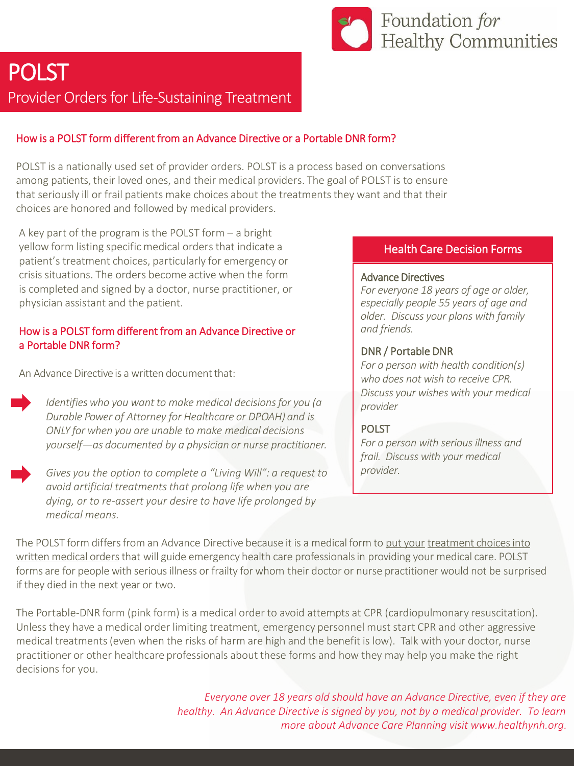Foundation *for* Healthy Communities

# POLST

## Provider Orders for Life-Sustaining Treatment

### How is a POLST form different from an Advance Directive or a Portable DNR form?

POLST is a nationally used set of provider orders. POLST is a process based on conversations among patients, their loved ones, and their medical providers. The goal of POLST is to ensure that seriously ill or frail patients make choices about the treatments they want and that their choices are honored and followed by medical providers.

A key part of the program is the POLST form – a bright yellow form listing specific medical orders that indicate a patient's treatment choices, particularly for emergency or crisis situations. The orders become active when the form is completed and signed by a doctor, nurse practitioner, or physician assistant and the patient.

### How is a POLST form different from an Advance Directive or a Portable DNR form?

An Advance Directive is a written document that:

- *Identifies who you want to make medical decisions for you (a Durable Power of Attorney for Healthcare or DPOAH) and is ONLY for when you are unable to make medical decisions yourself—as documented by a physician or nurse practitioner.*
- *Gives you the option to complete a "Living Will": a request to avoid artificial treatments that prolong life when you are dying, or to re-assert your desire to have life prolonged by medical means.*

### Health Care Decision Forms

**Advance Directives**
*For everyone 18 years of age or older, especially people 55 years of age and older. Discuss your plans with family and friends.*

**DNR / Portable DNR**
*For a person with health condition(s) who does not wish to receive CPR. Discuss your wishes with your medical provider*

**POLST**
*For a person with serious illness and frail. Discuss with your medical provider.*

The POLST form differs from an Advance Directive because it is a medical form to put your treatment choices into written medical orders that will guide emergency health care professionals in providing your medical care. POLST forms are for people with serious illness or frailty for whom their doctor or nurse practitioner would not be surprised if they died in the next year or two.

The Portable-DNR form (pink form) is a medical order to avoid attempts at CPR (cardiopulmonary resuscitation). Unless they have a medical order limiting treatment, emergency personnel must start CPR and other aggressive medical treatments (even when the risks of harm are high and the benefit is low). Talk with your doctor, nurse practitioner or other healthcare professionals about these forms and how they may help you make the right decisions for you.

*Everyone over 18 years old should have an Advance Directive, even if they are healthy. An Advance Directive is signed by you, not by a medical provider. To learn more about Advance Care Planning visit www.healthynh.org.*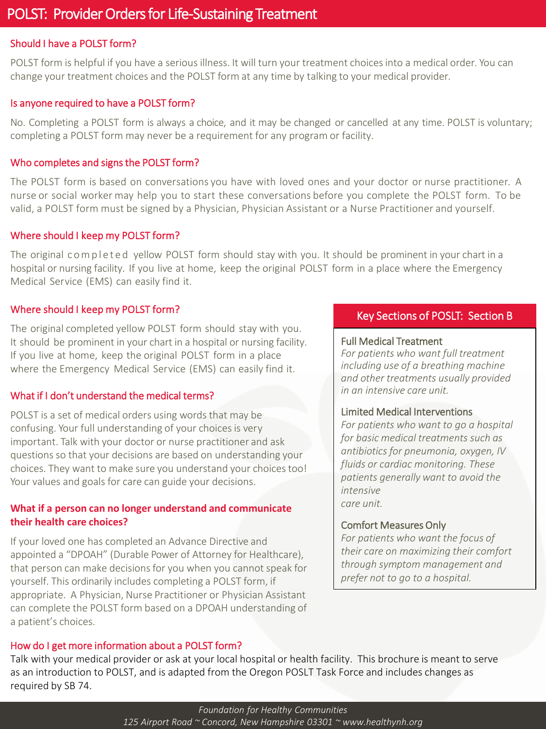# POLST: Provider Orders for Life-Sustaining Treatment

## Should I have a POLST form?

POLST form is helpful if you have a serious illness. It will turn your treatment choices into a medical order. You can change your treatment choices and the POLST form at any time by talking to your medical provider.

## Is anyone required to have a POLST form?

No. Completing a POLST form is always a choice, and it may be changed or cancelled at any time. POLST is voluntary; completing a POLST form may never be a requirement for any program or facility.

## Who completes and signs the POLST form?

The POLST form is based on conversations you have with loved ones and your doctor or nurse practitioner. A nurse or social worker may help you to start these conversations before you complete the POLST form. To be valid, a POLST form must be signed by a Physician, Physician Assistant or a Nurse Practitioner and yourself.

## Where should I keep my POLST form?

The original completed yellow POLST form should stay with you. It should be prominent in your chart in a hospital or nursing facility. If you live at home, keep the original POLST form in a place where the Emergency Medical Service (EMS) can easily find it.

## Where should I keep my POLST form?

The original completed yellow POLST form should stay with you. It should be prominent in your chart in a hospital or nursing facility. If you live at home, keep the original POLST form in a place where the Emergency Medical Service (EMS) can easily find it.

## What if I don't understand the medical terms?

POLST is a set of medical orders using words that may be confusing. Your full understanding of your choices is very important. Talk with your doctor or nurse practitioner and ask questions so that your decisions are based on understanding your choices. They want to make sure you understand your choices too! Your values and goals for care can guide your decisions.

## **What if a person can no longer understand and communicate their health care choices?**

If your loved one has completed an Advance Directive and appointed a "DPOAH" (Durable Power of Attorney for Healthcare), that person can make decisions for you when you cannot speak for yourself. This ordinarily includes completing a POLST form, if appropriate. A Physician, Nurse Practitioner or Physician Assistant can complete the POLST form based on a DPOAH understanding of a patient's choices.

## Key Sections of POSLT: Section B

### Full Medical Treatment

*For patients who want full treatment including use of a breathing machine and other treatments usually provided in an intensive care unit.*

### Limited Medical Interventions

*For patients who want to go a hospital for basic medical treatments such as antibiotics for pneumonia, oxygen, IV fluids or cardiac monitoring. These patients generally want to avoid the intensive care unit.*

### Comfort Measures Only

*For patients who want the focus of their care on maximizing their comfort through symptom management and prefer not to go to a hospital.*

## How do I get more information about a POLST form?

Talk with your medical provider or ask at your local hospital or health facility. This brochure is meant to serve as an introduction to POLST, and is adapted from the Oregon POSLT Task Force and includes changes as required by SB 74.

*Foundation for Healthy Communities*
*125 Airport Road ~ Concord, New Hampshire 03301 ~ www.healthynh.org*